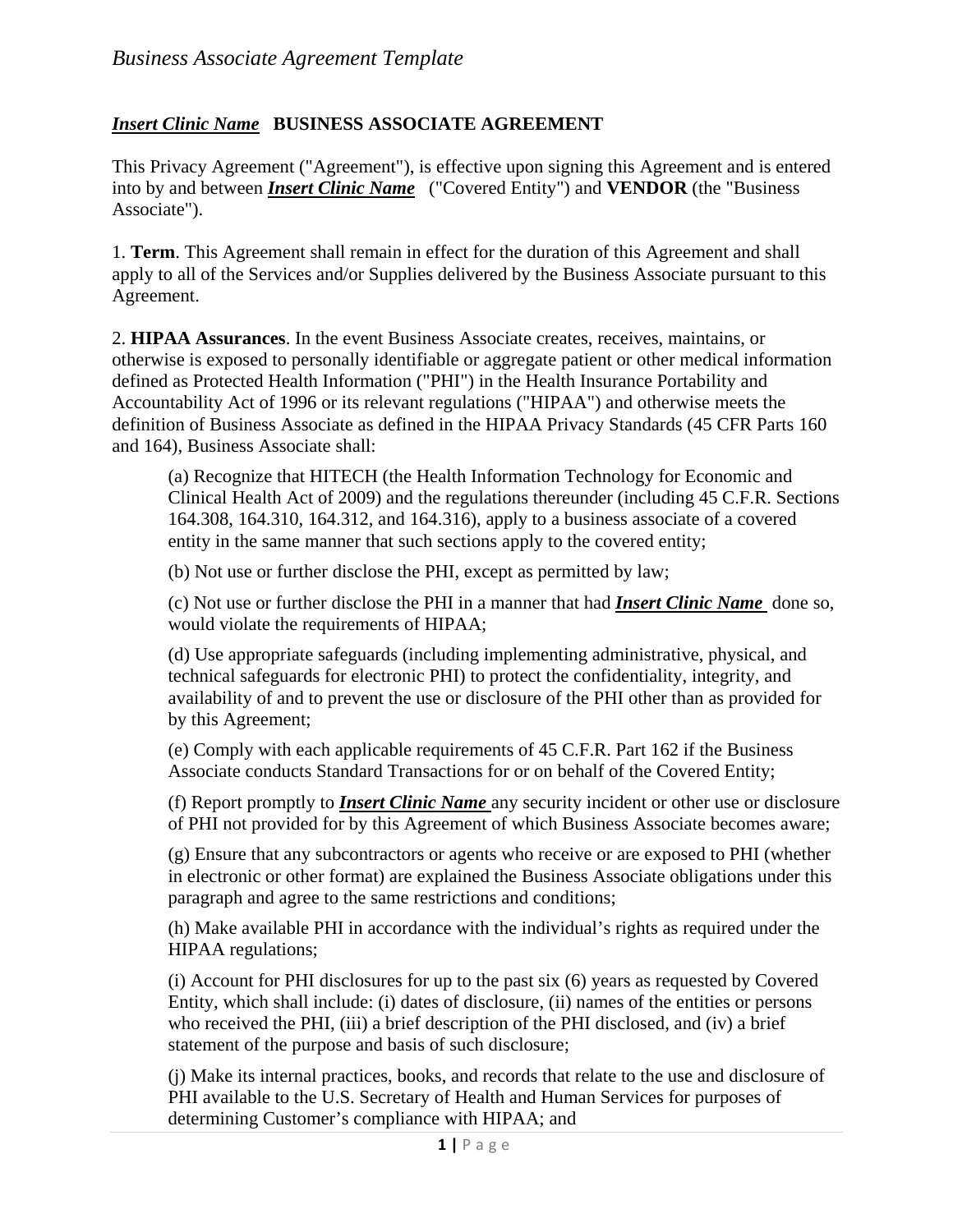## ***Insert Clinic Name*** BUSINESS ASSOCIATE AGREEMENT

This Privacy Agreement ("Agreement"), is effective upon signing this Agreement and is entered into by and between ***Insert Clinic Name*** ("Covered Entity") and **VENDOR** (the "Business Associate").

1. **Term**. This Agreement shall remain in effect for the duration of this Agreement and shall apply to all of the Services and/or Supplies delivered by the Business Associate pursuant to this Agreement.

2. **HIPAA Assurances**. In the event Business Associate creates, receives, maintains, or otherwise is exposed to personally identifiable or aggregate patient or other medical information defined as Protected Health Information ("PHI") in the Health Insurance Portability and Accountability Act of 1996 or its relevant regulations ("HIPAA") and otherwise meets the definition of Business Associate as defined in the HIPAA Privacy Standards (45 CFR Parts 160 and 164), Business Associate shall:

(a) Recognize that HITECH (the Health Information Technology for Economic and Clinical Health Act of 2009) and the regulations thereunder (including 45 C.F.R. Sections 164.308, 164.310, 164.312, and 164.316), apply to a business associate of a covered entity in the same manner that such sections apply to the covered entity;

(b) Not use or further disclose the PHI, except as permitted by law;

(c) Not use or further disclose the PHI in a manner that had ***Insert Clinic Name*** done so, would violate the requirements of HIPAA;

(d) Use appropriate safeguards (including implementing administrative, physical, and technical safeguards for electronic PHI) to protect the confidentiality, integrity, and availability of and to prevent the use or disclosure of the PHI other than as provided for by this Agreement;

(e) Comply with each applicable requirements of 45 C.F.R. Part 162 if the Business Associate conducts Standard Transactions for or on behalf of the Covered Entity;

(f) Report promptly to ***Insert Clinic Name*** any security incident or other use or disclosure of PHI not provided for by this Agreement of which Business Associate becomes aware;

(g) Ensure that any subcontractors or agents who receive or are exposed to PHI (whether in electronic or other format) are explained the Business Associate obligations under this paragraph and agree to the same restrictions and conditions;

(h) Make available PHI in accordance with the individual's rights as required under the HIPAA regulations;

(i) Account for PHI disclosures for up to the past six (6) years as requested by Covered Entity, which shall include: (i) dates of disclosure, (ii) names of the entities or persons who received the PHI, (iii) a brief description of the PHI disclosed, and (iv) a brief statement of the purpose and basis of such disclosure;

(j) Make its internal practices, books, and records that relate to the use and disclosure of PHI available to the U.S. Secretary of Health and Human Services for purposes of determining Customer's compliance with HIPAA; and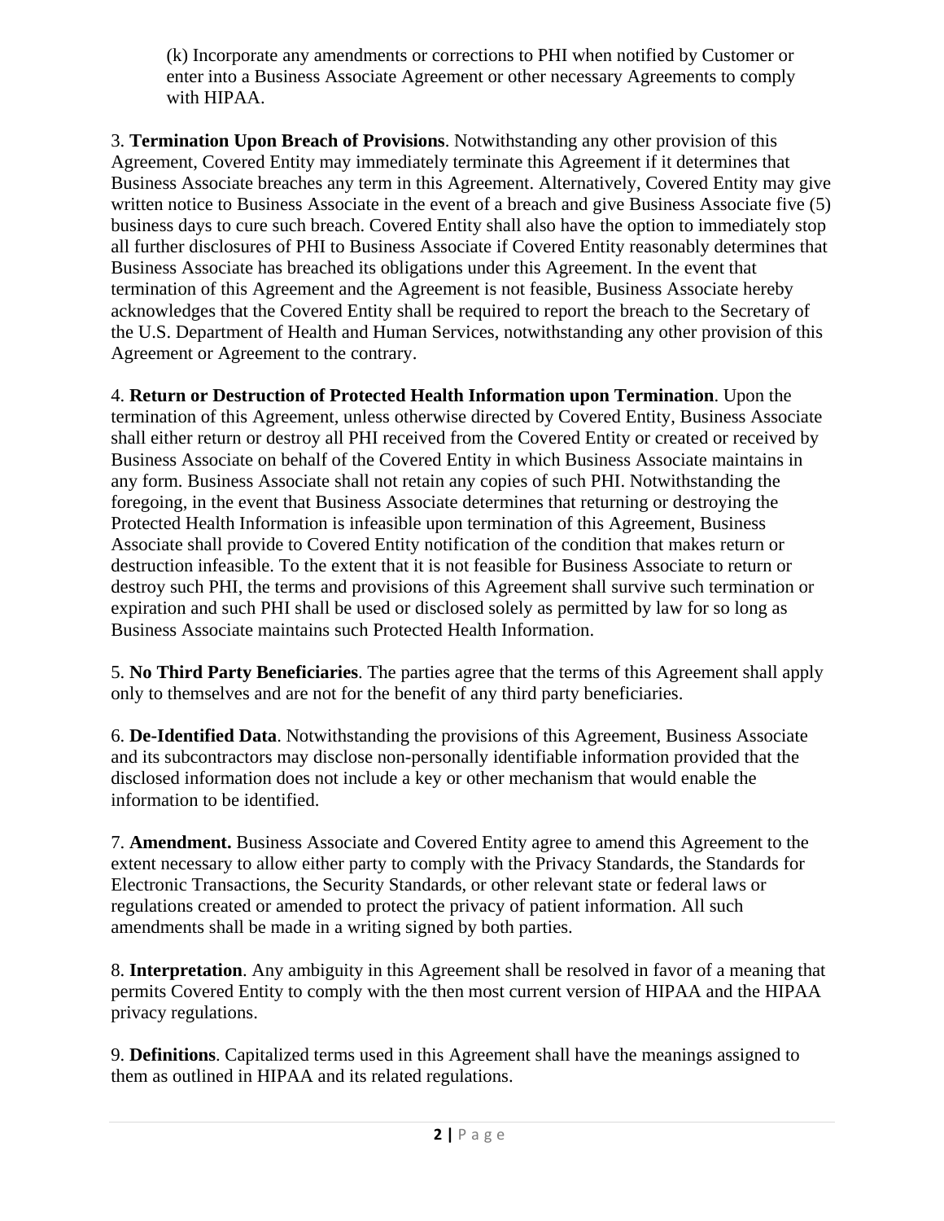(k) Incorporate any amendments or corrections to PHI when notified by Customer or enter into a Business Associate Agreement or other necessary Agreements to comply with HIPAA.

3. **Termination Upon Breach of Provisions**. Notwithstanding any other provision of this Agreement, Covered Entity may immediately terminate this Agreement if it determines that Business Associate breaches any term in this Agreement. Alternatively, Covered Entity may give written notice to Business Associate in the event of a breach and give Business Associate five (5) business days to cure such breach. Covered Entity shall also have the option to immediately stop all further disclosures of PHI to Business Associate if Covered Entity reasonably determines that Business Associate has breached its obligations under this Agreement. In the event that termination of this Agreement and the Agreement is not feasible, Business Associate hereby acknowledges that the Covered Entity shall be required to report the breach to the Secretary of the U.S. Department of Health and Human Services, notwithstanding any other provision of this Agreement or Agreement to the contrary.

4. **Return or Destruction of Protected Health Information upon Termination**. Upon the termination of this Agreement, unless otherwise directed by Covered Entity, Business Associate shall either return or destroy all PHI received from the Covered Entity or created or received by Business Associate on behalf of the Covered Entity in which Business Associate maintains in any form. Business Associate shall not retain any copies of such PHI. Notwithstanding the foregoing, in the event that Business Associate determines that returning or destroying the Protected Health Information is infeasible upon termination of this Agreement, Business Associate shall provide to Covered Entity notification of the condition that makes return or destruction infeasible. To the extent that it is not feasible for Business Associate to return or destroy such PHI, the terms and provisions of this Agreement shall survive such termination or expiration and such PHI shall be used or disclosed solely as permitted by law for so long as Business Associate maintains such Protected Health Information.

5. **No Third Party Beneficiaries**. The parties agree that the terms of this Agreement shall apply only to themselves and are not for the benefit of any third party beneficiaries.

6. **De-Identified Data**. Notwithstanding the provisions of this Agreement, Business Associate and its subcontractors may disclose non-personally identifiable information provided that the disclosed information does not include a key or other mechanism that would enable the information to be identified.

7. **Amendment.** Business Associate and Covered Entity agree to amend this Agreement to the extent necessary to allow either party to comply with the Privacy Standards, the Standards for Electronic Transactions, the Security Standards, or other relevant state or federal laws or regulations created or amended to protect the privacy of patient information. All such amendments shall be made in a writing signed by both parties.

8. **Interpretation**. Any ambiguity in this Agreement shall be resolved in favor of a meaning that permits Covered Entity to comply with the then most current version of HIPAA and the HIPAA privacy regulations.

9. **Definitions**. Capitalized terms used in this Agreement shall have the meanings assigned to them as outlined in HIPAA and its related regulations.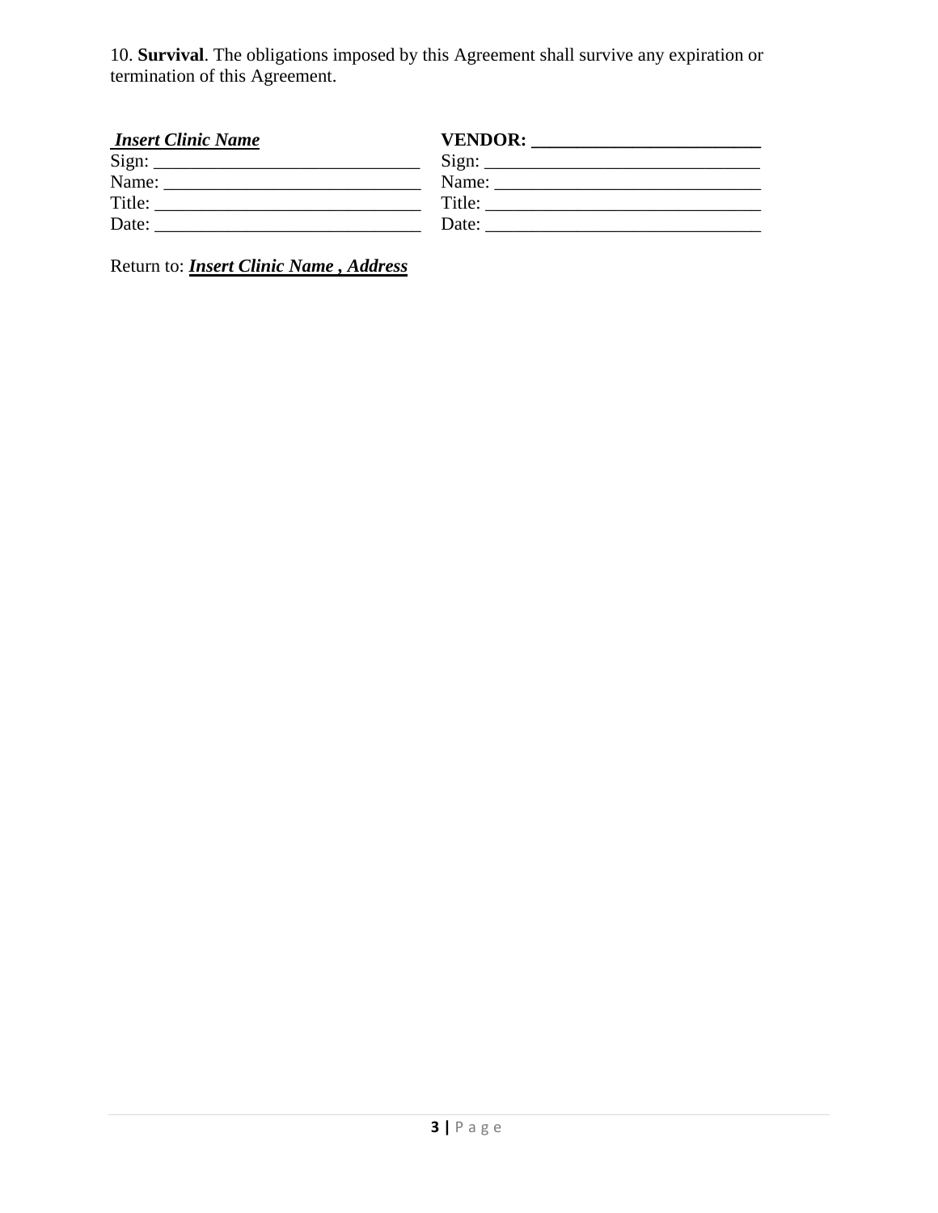10. **Survival**. The obligations imposed by this Agreement shall survive any expiration or termination of this Agreement.

| ***Insert Clinic Name*** | **VENDOR: ________________________** |
| --- | --- |
| Sign: ____________________________ | Sign: _____________________________ |
| Name: ___________________________ | Name: ____________________________ |
| Title: ____________________________ | Title: _____________________________ |
| Date: ____________________________ | Date: _____________________________ |

Return to: ***Insert Clinic Name , Address***